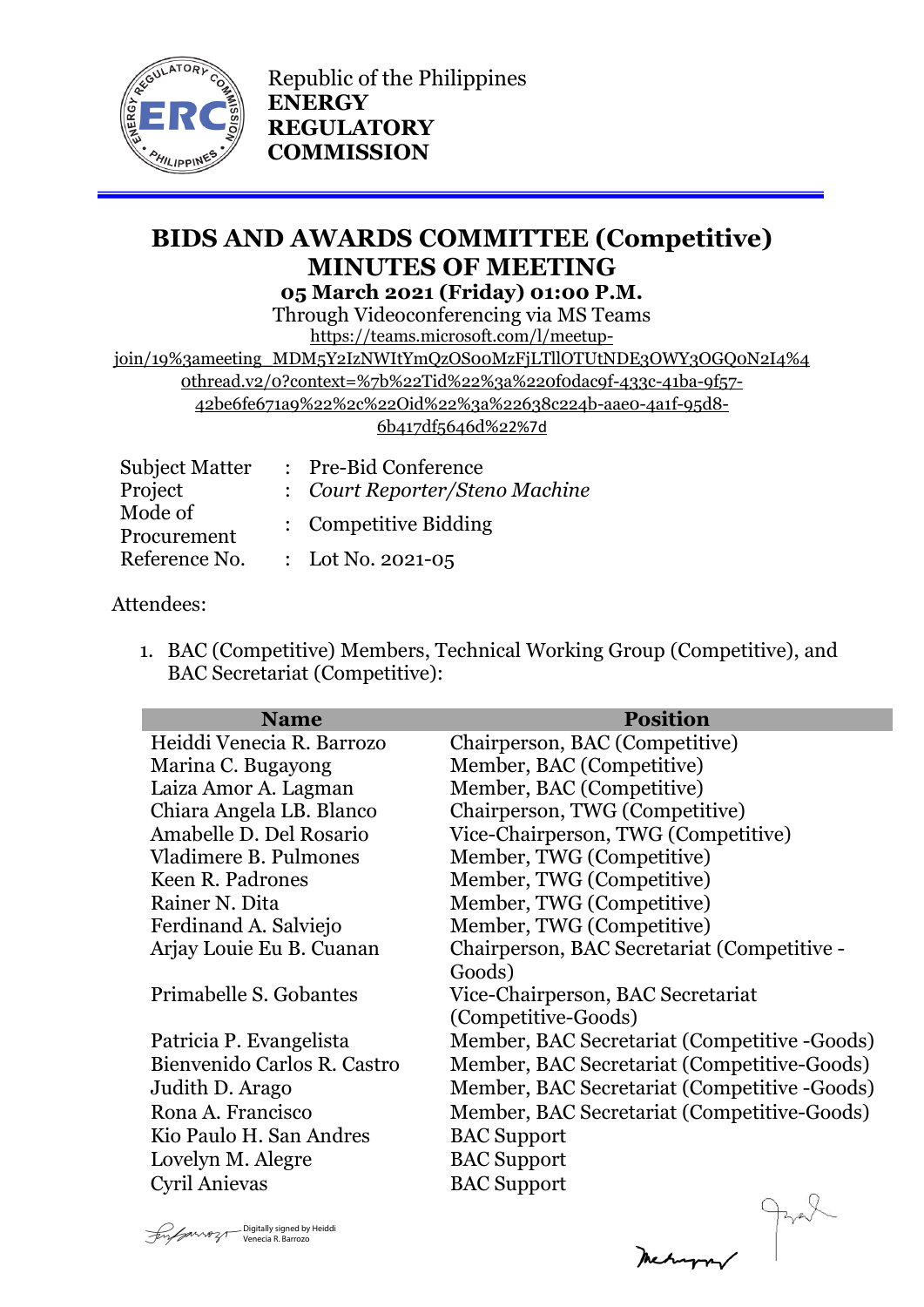Republic of the Philippines
**ENERGY REGULATORY COMMISSION**

# BIDS AND AWARDS COMMITTEE (Competitive) MINUTES OF MEETING

**05 March 2021 (Friday) 01:00 P.M.**

Through Videoconferencing via MS Teams

https://teams.microsoft.com/l/meetup-join/19%3ameeting_MDM5Y2IzNWItYmQzOS00MzFjLTllOTUtNDE3OWY3OGQ0N2I4%40thread.v2/0?context=%7b%22Tid%22%3a%220f0dac9f-433c-41ba-9f57-42be6fe671a9%22%2c%22Oid%22%3a%22638c224b-aae0-4a1f-95d8-6b417df5646d%22%7d

| | | |
|---|---|---|
| Subject Matter | : | Pre-Bid Conference |
| Project | : | *Court Reporter/Steno Machine* |
| Mode of Procurement | : | Competitive Bidding |
| Reference No. | : | Lot No. 2021-05 |

Attendees:

1. BAC (Competitive) Members, Technical Working Group (Competitive), and BAC Secretariat (Competitive):

| Name | Position |
|---|---|
| Heiddi Venecia R. Barrozo | Chairperson, BAC (Competitive) |
| Marina C. Bugayong | Member, BAC (Competitive) |
| Laiza Amor A. Lagman | Member, BAC (Competitive) |
| Chiara Angela LB. Blanco | Chairperson, TWG (Competitive) |
| Amabelle D. Del Rosario | Vice-Chairperson, TWG (Competitive) |
| Vladimere B. Pulmones | Member, TWG (Competitive) |
| Keen R. Padrones | Member, TWG (Competitive) |
| Rainer N. Dita | Member, TWG (Competitive) |
| Ferdinand A. Salviejo | Member, TWG (Competitive) |
| Arjay Louie Eu B. Cuanan | Chairperson, BAC Secretariat (Competitive - Goods) |
| Primabelle S. Gobantes | Vice-Chairperson, BAC Secretariat (Competitive-Goods) |
| Patricia P. Evangelista | Member, BAC Secretariat (Competitive -Goods) |
| Bienvenido Carlos R. Castro | Member, BAC Secretariat (Competitive-Goods) |
| Judith D. Arago | Member, BAC Secretariat (Competitive -Goods) |
| Rona A. Francisco | Member, BAC Secretariat (Competitive-Goods) |
| Kio Paulo H. San Andres | BAC Support |
| Lovelyn M. Alegre | BAC Support |
| Cyril Anievas | BAC Support |

Digitally signed by Heiddi Venecia R. Barrozo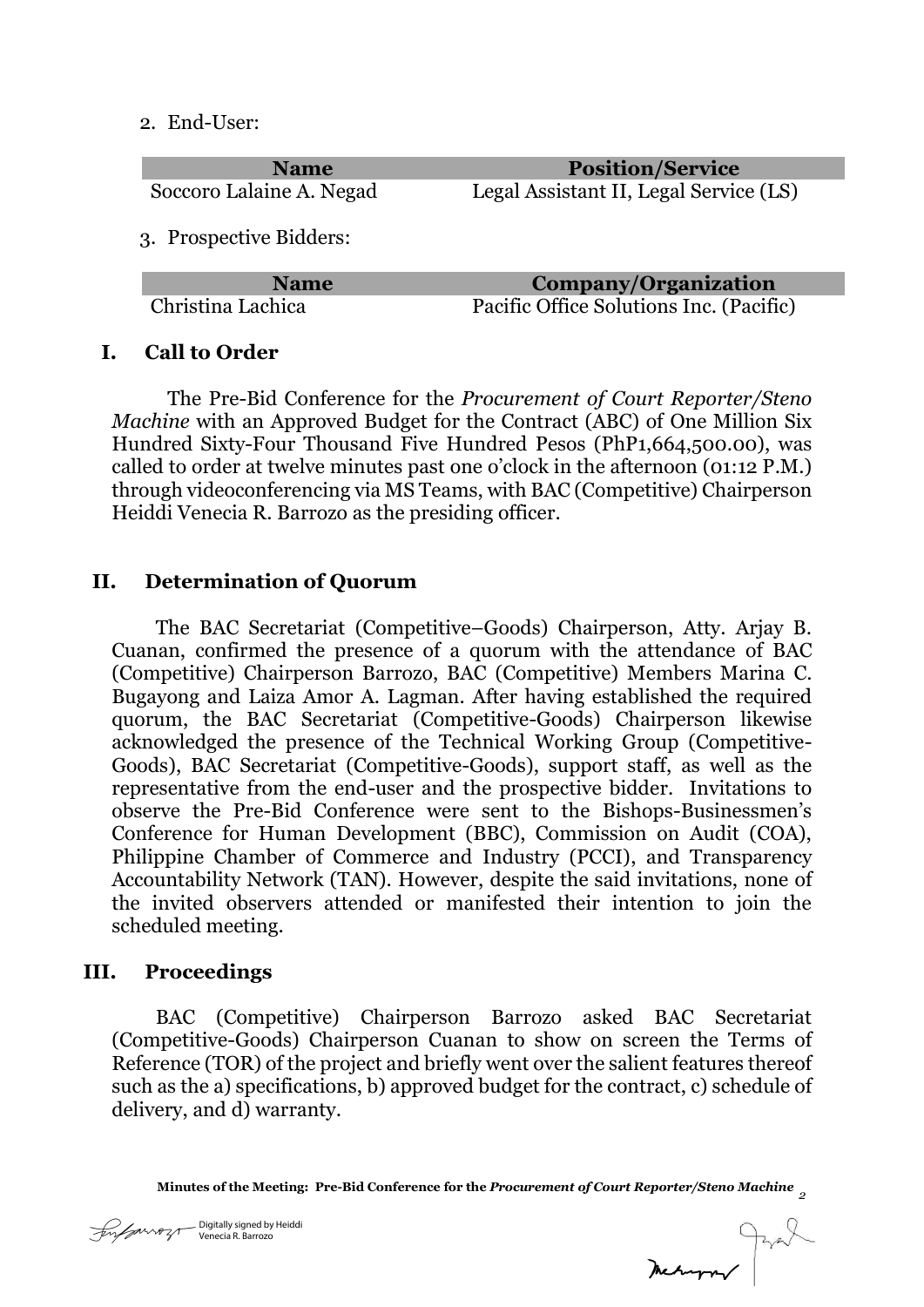2. End-User:

| Name | Position/Service |
|---|---|
| Soccoro Lalaine A. Negad | Legal Assistant II, Legal Service (LS) |

3. Prospective Bidders:

| Name | Company/Organization |
|---|---|
| Christina Lachica | Pacific Office Solutions Inc. (Pacific) |

## I. Call to Order

The Pre-Bid Conference for the *Procurement of Court Reporter/Steno Machine* with an Approved Budget for the Contract (ABC) of One Million Six Hundred Sixty-Four Thousand Five Hundred Pesos (PhP1,664,500.00), was called to order at twelve minutes past one o'clock in the afternoon (01:12 P.M.) through videoconferencing via MS Teams, with BAC (Competitive) Chairperson Heiddi Venecia R. Barrozo as the presiding officer.

## II. Determination of Quorum

The BAC Secretariat (Competitive–Goods) Chairperson, Atty. Arjay B. Cuanan, confirmed the presence of a quorum with the attendance of BAC (Competitive) Chairperson Barrozo, BAC (Competitive) Members Marina C. Bugayong and Laiza Amor A. Lagman. After having established the required quorum, the BAC Secretariat (Competitive-Goods) Chairperson likewise acknowledged the presence of the Technical Working Group (Competitive-Goods), BAC Secretariat (Competitive-Goods), support staff, as well as the representative from the end-user and the prospective bidder. Invitations to observe the Pre-Bid Conference were sent to the Bishops-Businessmen's Conference for Human Development (BBC), Commission on Audit (COA), Philippine Chamber of Commerce and Industry (PCCI), and Transparency Accountability Network (TAN). However, despite the said invitations, none of the invited observers attended or manifested their intention to join the scheduled meeting.

## III. Proceedings

BAC (Competitive) Chairperson Barrozo asked BAC Secretariat (Competitive-Goods) Chairperson Cuanan to show on screen the Terms of Reference (TOR) of the project and briefly went over the salient features thereof such as the a) specifications, b) approved budget for the contract, c) schedule of delivery, and d) warranty.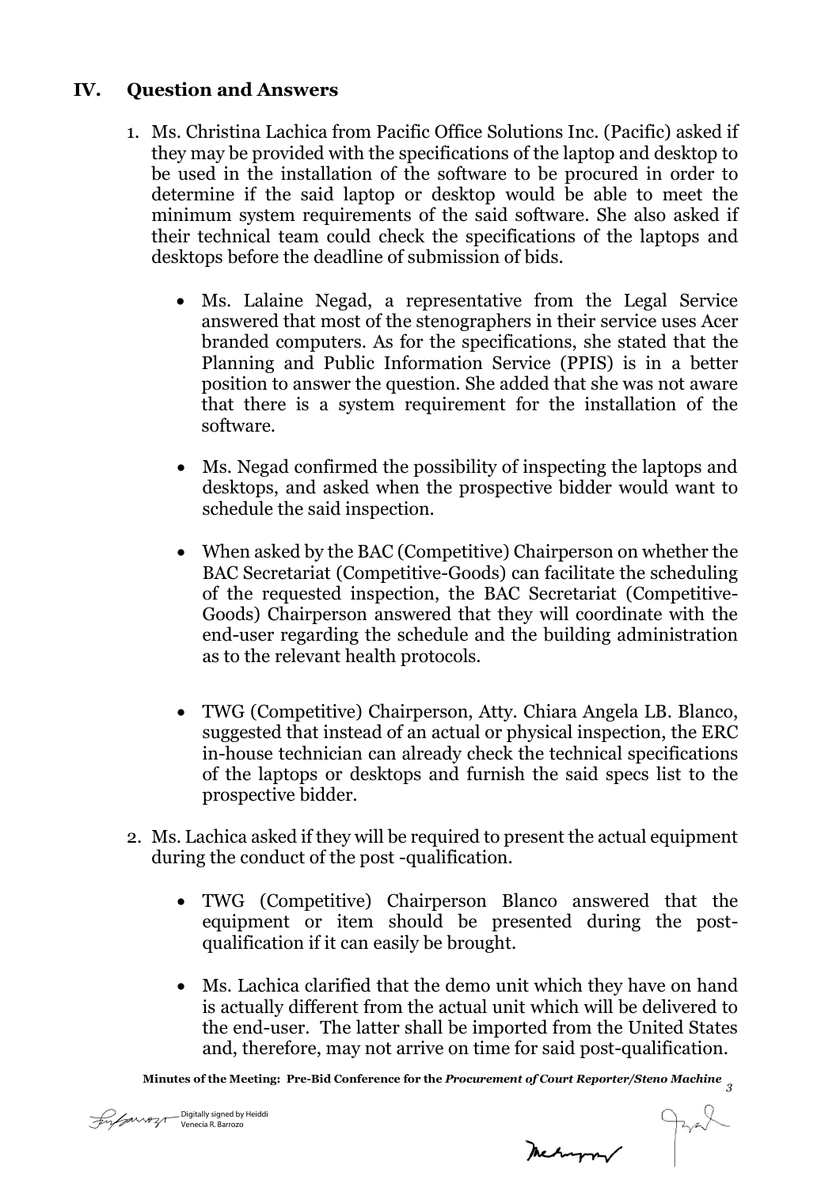## IV. Question and Answers

1. Ms. Christina Lachica from Pacific Office Solutions Inc. (Pacific) asked if they may be provided with the specifications of the laptop and desktop to be used in the installation of the software to be procured in order to determine if the said laptop or desktop would be able to meet the minimum system requirements of the said software. She also asked if their technical team could check the specifications of the laptops and desktops before the deadline of submission of bids.

   - Ms. Lalaine Negad, a representative from the Legal Service answered that most of the stenographers in their service uses Acer branded computers. As for the specifications, she stated that the Planning and Public Information Service (PPIS) is in a better position to answer the question. She added that she was not aware that there is a system requirement for the installation of the software.

   - Ms. Negad confirmed the possibility of inspecting the laptops and desktops, and asked when the prospective bidder would want to schedule the said inspection.

   - When asked by the BAC (Competitive) Chairperson on whether the BAC Secretariat (Competitive-Goods) can facilitate the scheduling of the requested inspection, the BAC Secretariat (Competitive-Goods) Chairperson answered that they will coordinate with the end-user regarding the schedule and the building administration as to the relevant health protocols.

   - TWG (Competitive) Chairperson, Atty. Chiara Angela LB. Blanco, suggested that instead of an actual or physical inspection, the ERC in-house technician can already check the technical specifications of the laptops or desktops and furnish the said specs list to the prospective bidder.

2. Ms. Lachica asked if they will be required to present the actual equipment during the conduct of the post -qualification.

   - TWG (Competitive) Chairperson Blanco answered that the equipment or item should be presented during the post-qualification if it can easily be brought.

   - Ms. Lachica clarified that the demo unit which they have on hand is actually different from the actual unit which will be delivered to the end-user. The latter shall be imported from the United States and, therefore, may not arrive on time for said post-qualification.

Minutes of the Meeting: Pre-Bid Conference for the *Procurement of Court Reporter/Steno Machine*

Digitally signed by Heiddi Venecia R. Barrozo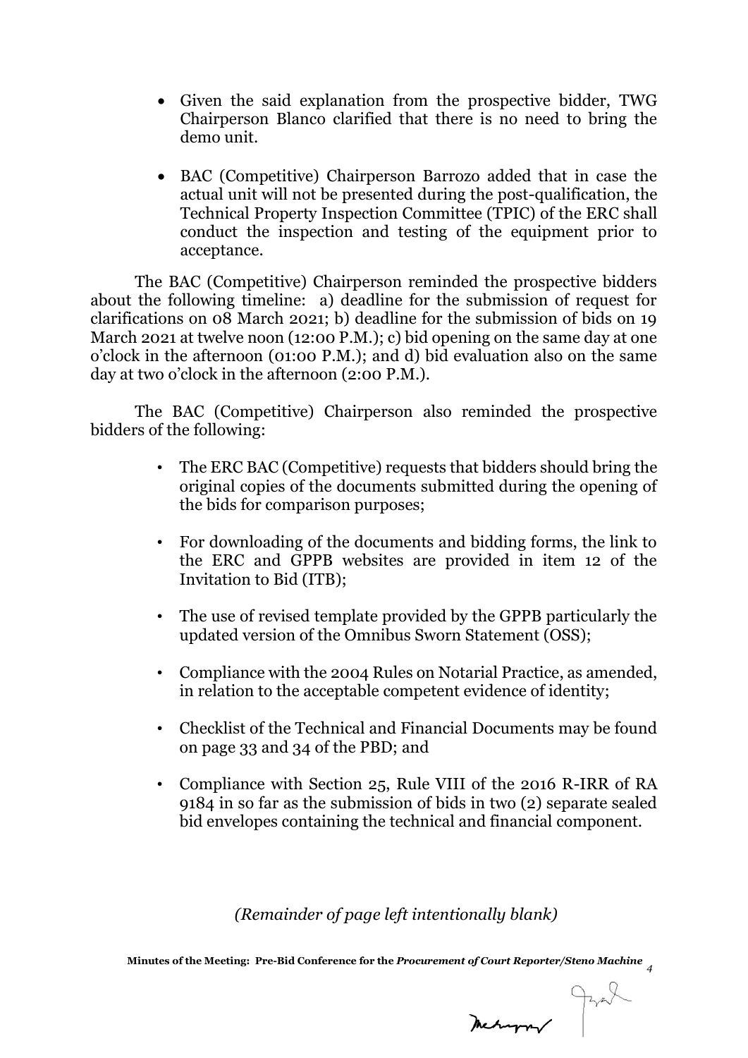- Given the said explanation from the prospective bidder, TWG Chairperson Blanco clarified that there is no need to bring the demo unit.

- BAC (Competitive) Chairperson Barrozo added that in case the actual unit will not be presented during the post-qualification, the Technical Property Inspection Committee (TPIC) of the ERC shall conduct the inspection and testing of the equipment prior to acceptance.

The BAC (Competitive) Chairperson reminded the prospective bidders about the following timeline: a) deadline for the submission of request for clarifications on 08 March 2021; b) deadline for the submission of bids on 19 March 2021 at twelve noon (12:00 P.M.); c) bid opening on the same day at one o'clock in the afternoon (01:00 P.M.); and d) bid evaluation also on the same day at two o'clock in the afternoon (2:00 P.M.).

The BAC (Competitive) Chairperson also reminded the prospective bidders of the following:

- The ERC BAC (Competitive) requests that bidders should bring the original copies of the documents submitted during the opening of the bids for comparison purposes;

- For downloading of the documents and bidding forms, the link to the ERC and GPPB websites are provided in item 12 of the Invitation to Bid (ITB);

- The use of revised template provided by the GPPB particularly the updated version of the Omnibus Sworn Statement (OSS);

- Compliance with the 2004 Rules on Notarial Practice, as amended, in relation to the acceptable competent evidence of identity;

- Checklist of the Technical and Financial Documents may be found on page 33 and 34 of the PBD; and

- Compliance with Section 25, Rule VIII of the 2016 R-IRR of RA 9184 in so far as the submission of bids in two (2) separate sealed bid envelopes containing the technical and financial component.

*(Remainder of page left intentionally blank)*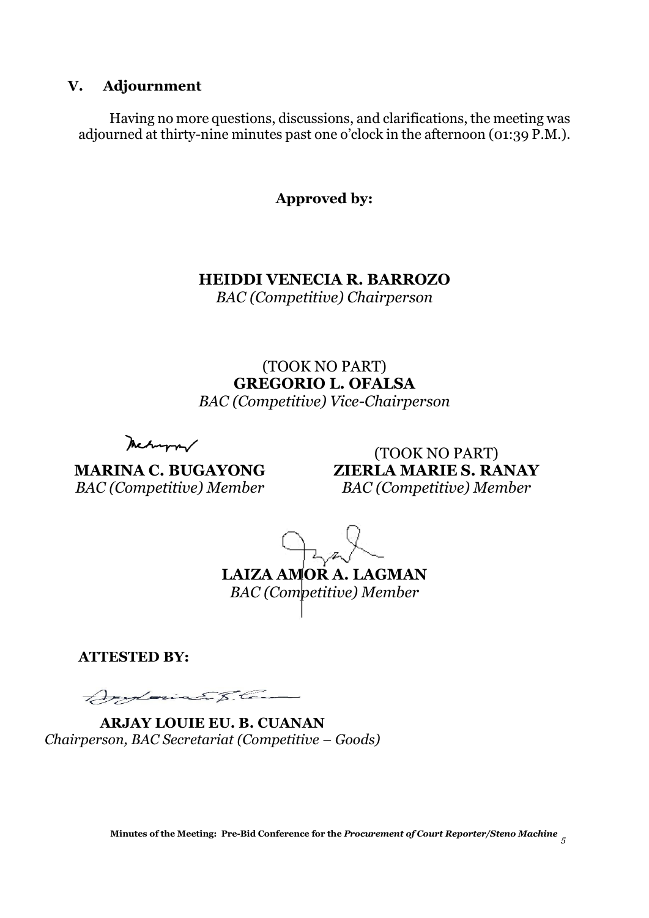## V. Adjournment

Having no more questions, discussions, and clarifications, the meeting was adjourned at thirty-nine minutes past one o'clock in the afternoon (01:39 P.M.).

**Approved by:**

**HEIDDI VENECIA R. BARROZO**
*BAC (Competitive) Chairperson*

(TOOK NO PART)
**GREGORIO L. OFALSA**
*BAC (Competitive) Vice-Chairperson*

**MARINA C. BUGAYONG**
*BAC (Competitive) Member*

(TOOK NO PART)
**ZIERLA MARIE S. RANAY**
*BAC (Competitive) Member*

**LAIZA AMOR A. LAGMAN**
*BAC (Competitive) Member*

**ATTESTED BY:**

**ARJAY LOUIE EU. B. CUANAN**
*Chairperson, BAC Secretariat (Competitive – Goods)*

**Minutes of the Meeting: Pre-Bid Conference for the *Procurement of Court Reporter/Steno Machine***